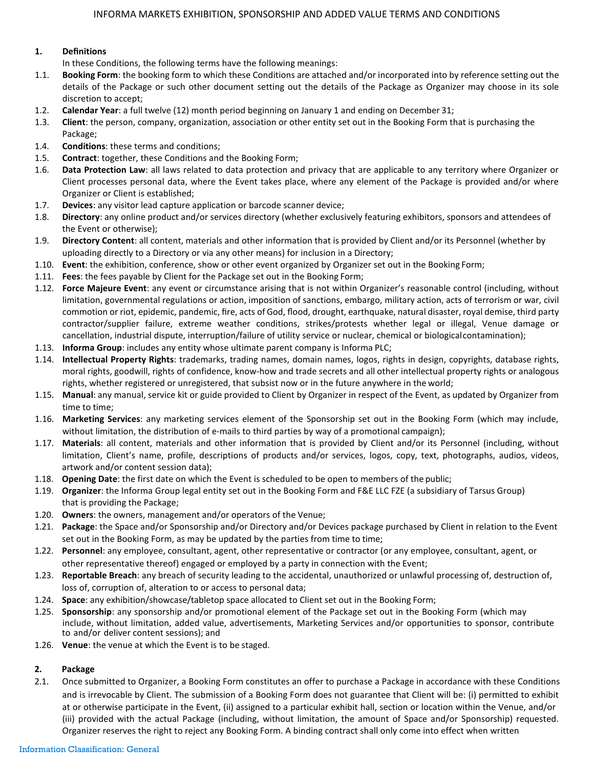# INFORMA MARKETS EXHIBITION, SPONSORSHIP AND ADDED VALUE TERMS AND CONDITIONS

## 1. Definitions

In these Conditions, the following terms have the following meanings:

1.1. **Booking Form**: the booking form to which these Conditions are attached and/or incorporated into by reference setting out the details of the Package or such other document setting out the details of the Package as Organizer may choose in its sole discretion to accept;

1.2. **Calendar Year**: a full twelve (12) month period beginning on January 1 and ending on December 31;

1.3. **Client**: the person, company, organization, association or other entity set out in the Booking Form that is purchasing the Package;

1.4. **Conditions**: these terms and conditions;

1.5. **Contract**: together, these Conditions and the Booking Form;

1.6. **Data Protection Law**: all laws related to data protection and privacy that are applicable to any territory where Organizer or Client processes personal data, where the Event takes place, where any element of the Package is provided and/or where Organizer or Client is established;

1.7. **Devices**: any visitor lead capture application or barcode scanner device;

1.8. **Directory**: any online product and/or services directory (whether exclusively featuring exhibitors, sponsors and attendees of the Event or otherwise);

1.9. **Directory Content**: all content, materials and other information that is provided by Client and/or its Personnel (whether by uploading directly to a Directory or via any other means) for inclusion in a Directory;

1.10. **Event**: the exhibition, conference, show or other event organized by Organizer set out in the Booking Form;

1.11. **Fees**: the fees payable by Client for the Package set out in the Booking Form;

1.12. **Force Majeure Event**: any event or circumstance arising that is not within Organizer's reasonable control (including, without limitation, governmental regulations or action, imposition of sanctions, embargo, military action, acts of terrorism or war, civil commotion or riot, epidemic, pandemic, fire, acts of God, flood, drought, earthquake, natural disaster, royal demise, third party contractor/supplier failure, extreme weather conditions, strikes/protests whether legal or illegal, Venue damage or cancellation, industrial dispute, interruption/failure of utility service or nuclear, chemical or biological contamination);

1.13. **Informa Group**: includes any entity whose ultimate parent company is Informa PLC;

1.14. **Intellectual Property Rights**: trademarks, trading names, domain names, logos, rights in design, copyrights, database rights, moral rights, goodwill, rights of confidence, know-how and trade secrets and all other intellectual property rights or analogous rights, whether registered or unregistered, that subsist now or in the future anywhere in the world;

1.15. **Manual**: any manual, service kit or guide provided to Client by Organizer in respect of the Event, as updated by Organizer from time to time;

1.16. **Marketing Services**: any marketing services element of the Sponsorship set out in the Booking Form (which may include, without limitation, the distribution of e-mails to third parties by way of a promotional campaign);

1.17. **Materials**: all content, materials and other information that is provided by Client and/or its Personnel (including, without limitation, Client's name, profile, descriptions of products and/or services, logos, copy, text, photographs, audios, videos, artwork and/or content session data);

1.18. **Opening Date**: the first date on which the Event is scheduled to be open to members of the public;

1.19. **Organizer**: the Informa Group legal entity set out in the Booking Form and F&E LLC FZE (a subsidiary of Tarsus Group) that is providing the Package;

1.20. **Owners**: the owners, management and/or operators of the Venue;

1.21. **Package**: the Space and/or Sponsorship and/or Directory and/or Devices package purchased by Client in relation to the Event set out in the Booking Form, as may be updated by the parties from time to time;

1.22. **Personnel**: any employee, consultant, agent, other representative or contractor (or any employee, consultant, agent, or other representative thereof) engaged or employed by a party in connection with the Event;

1.23. **Reportable Breach**: any breach of security leading to the accidental, unauthorized or unlawful processing of, destruction of, loss of, corruption of, alteration to or access to personal data;

1.24. **Space**: any exhibition/showcase/tabletop space allocated to Client set out in the Booking Form;

1.25. **Sponsorship**: any sponsorship and/or promotional element of the Package set out in the Booking Form (which may include, without limitation, added value, advertisements, Marketing Services and/or opportunities to sponsor, contribute to and/or deliver content sessions); and

1.26. **Venue**: the venue at which the Event is to be staged.

## 2. Package

2.1. Once submitted to Organizer, a Booking Form constitutes an offer to purchase a Package in accordance with these Conditions and is irrevocable by Client. The submission of a Booking Form does not guarantee that Client will be: (i) permitted to exhibit at or otherwise participate in the Event, (ii) assigned to a particular exhibit hall, section or location within the Venue, and/or (iii) provided with the actual Package (including, without limitation, the amount of Space and/or Sponsorship) requested. Organizer reserves the right to reject any Booking Form. A binding contract shall only come into effect when written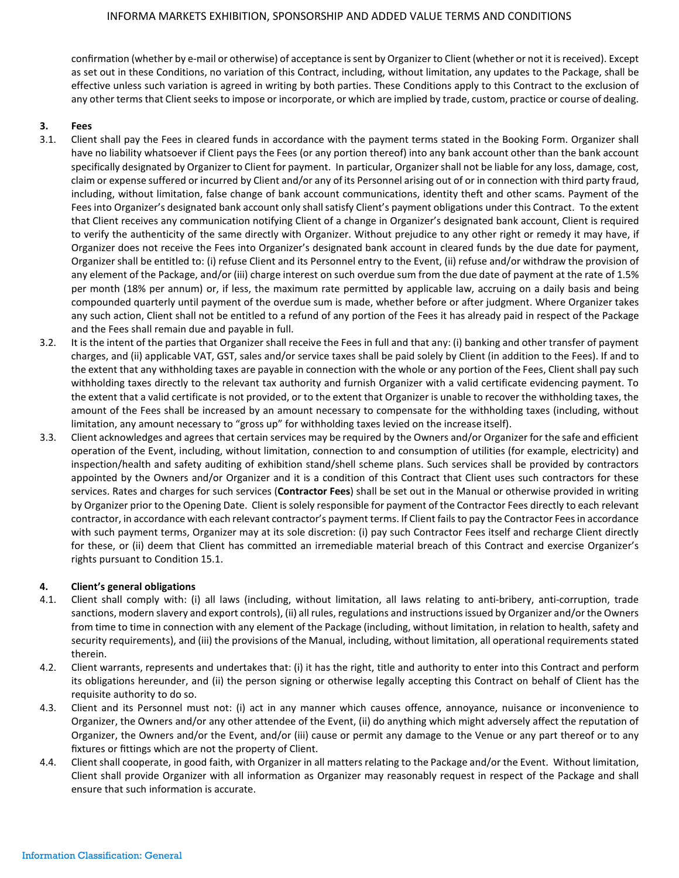confirmation (whether by e-mail or otherwise) of acceptance is sent by Organizer to Client (whether or not it is received). Except as set out in these Conditions, no variation of this Contract, including, without limitation, any updates to the Package, shall be effective unless such variation is agreed in writing by both parties. These Conditions apply to this Contract to the exclusion of any other terms that Client seeks to impose or incorporate, or which are implied by trade, custom, practice or course of dealing.

## 3. Fees

3.1. Client shall pay the Fees in cleared funds in accordance with the payment terms stated in the Booking Form. Organizer shall have no liability whatsoever if Client pays the Fees (or any portion thereof) into any bank account other than the bank account specifically designated by Organizer to Client for payment. In particular, Organizer shall not be liable for any loss, damage, cost, claim or expense suffered or incurred by Client and/or any of its Personnel arising out of or in connection with third party fraud, including, without limitation, false change of bank account communications, identity theft and other scams. Payment of the Fees into Organizer's designated bank account only shall satisfy Client's payment obligations under this Contract. To the extent that Client receives any communication notifying Client of a change in Organizer's designated bank account, Client is required to verify the authenticity of the same directly with Organizer. Without prejudice to any other right or remedy it may have, if Organizer does not receive the Fees into Organizer's designated bank account in cleared funds by the due date for payment, Organizer shall be entitled to: (i) refuse Client and its Personnel entry to the Event, (ii) refuse and/or withdraw the provision of any element of the Package, and/or (iii) charge interest on such overdue sum from the due date of payment at the rate of 1.5% per month (18% per annum) or, if less, the maximum rate permitted by applicable law, accruing on a daily basis and being compounded quarterly until payment of the overdue sum is made, whether before or after judgment. Where Organizer takes any such action, Client shall not be entitled to a refund of any portion of the Fees it has already paid in respect of the Package and the Fees shall remain due and payable in full.

3.2. It is the intent of the parties that Organizer shall receive the Fees in full and that any: (i) banking and other transfer of payment charges, and (ii) applicable VAT, GST, sales and/or service taxes shall be paid solely by Client (in addition to the Fees). If and to the extent that any withholding taxes are payable in connection with the whole or any portion of the Fees, Client shall pay such withholding taxes directly to the relevant tax authority and furnish Organizer with a valid certificate evidencing payment. To the extent that a valid certificate is not provided, or to the extent that Organizer is unable to recover the withholding taxes, the amount of the Fees shall be increased by an amount necessary to compensate for the withholding taxes (including, without limitation, any amount necessary to "gross up" for withholding taxes levied on the increase itself).

3.3. Client acknowledges and agrees that certain services may be required by the Owners and/or Organizer for the safe and efficient operation of the Event, including, without limitation, connection to and consumption of utilities (for example, electricity) and inspection/health and safety auditing of exhibition stand/shell scheme plans. Such services shall be provided by contractors appointed by the Owners and/or Organizer and it is a condition of this Contract that Client uses such contractors for these services. Rates and charges for such services (**Contractor Fees**) shall be set out in the Manual or otherwise provided in writing by Organizer prior to the Opening Date. Client is solely responsible for payment of the Contractor Fees directly to each relevant contractor, in accordance with each relevant contractor's payment terms. If Client fails to pay the Contractor Fees in accordance with such payment terms, Organizer may at its sole discretion: (i) pay such Contractor Fees itself and recharge Client directly for these, or (ii) deem that Client has committed an irremediable material breach of this Contract and exercise Organizer's rights pursuant to Condition 15.1.

## 4. Client's general obligations

4.1. Client shall comply with: (i) all laws (including, without limitation, all laws relating to anti-bribery, anti-corruption, trade sanctions, modern slavery and export controls), (ii) all rules, regulations and instructions issued by Organizer and/or the Owners from time to time in connection with any element of the Package (including, without limitation, in relation to health, safety and security requirements), and (iii) the provisions of the Manual, including, without limitation, all operational requirements stated therein.

4.2. Client warrants, represents and undertakes that: (i) it has the right, title and authority to enter into this Contract and perform its obligations hereunder, and (ii) the person signing or otherwise legally accepting this Contract on behalf of Client has the requisite authority to do so.

4.3. Client and its Personnel must not: (i) act in any manner which causes offence, annoyance, nuisance or inconvenience to Organizer, the Owners and/or any other attendee of the Event, (ii) do anything which might adversely affect the reputation of Organizer, the Owners and/or the Event, and/or (iii) cause or permit any damage to the Venue or any part thereof or to any fixtures or fittings which are not the property of Client.

4.4. Client shall cooperate, in good faith, with Organizer in all matters relating to the Package and/or the Event. Without limitation, Client shall provide Organizer with all information as Organizer may reasonably request in respect of the Package and shall ensure that such information is accurate.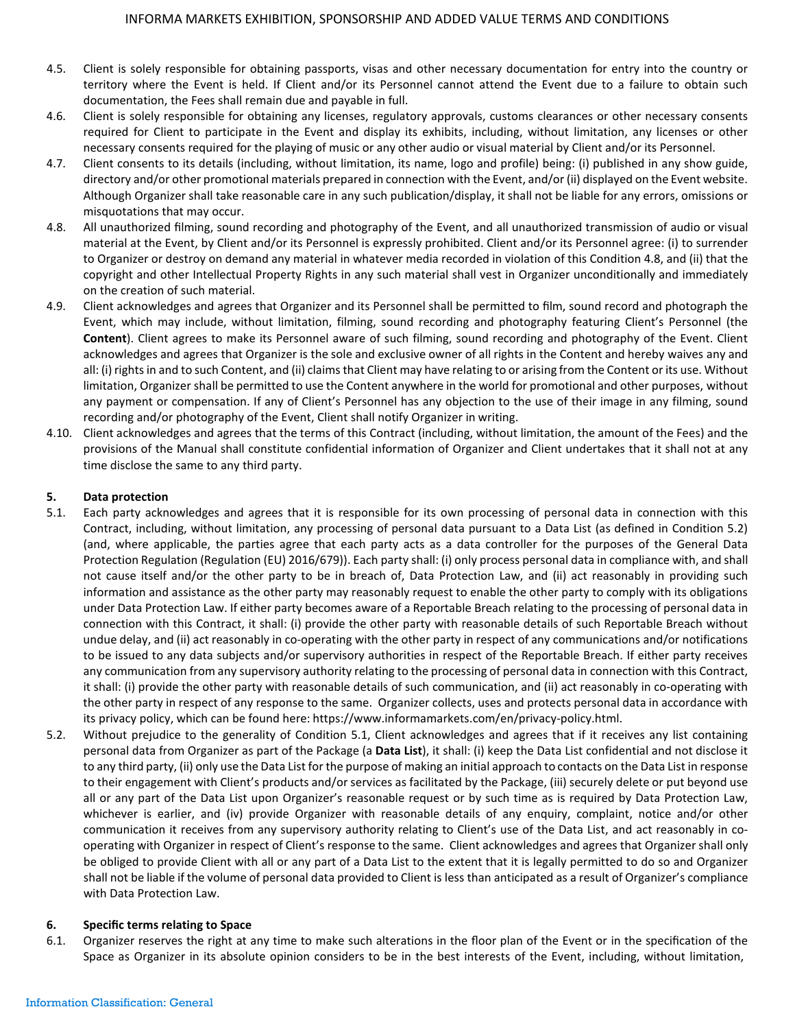4.5. Client is solely responsible for obtaining passports, visas and other necessary documentation for entry into the country or territory where the Event is held. If Client and/or its Personnel cannot attend the Event due to a failure to obtain such documentation, the Fees shall remain due and payable in full.

4.6. Client is solely responsible for obtaining any licenses, regulatory approvals, customs clearances or other necessary consents required for Client to participate in the Event and display its exhibits, including, without limitation, any licenses or other necessary consents required for the playing of music or any other audio or visual material by Client and/or its Personnel.

4.7. Client consents to its details (including, without limitation, its name, logo and profile) being: (i) published in any show guide, directory and/or other promotional materials prepared in connection with the Event, and/or (ii) displayed on the Event website. Although Organizer shall take reasonable care in any such publication/display, it shall not be liable for any errors, omissions or misquotations that may occur.

4.8. All unauthorized filming, sound recording and photography of the Event, and all unauthorized transmission of audio or visual material at the Event, by Client and/or its Personnel is expressly prohibited. Client and/or its Personnel agree: (i) to surrender to Organizer or destroy on demand any material in whatever media recorded in violation of this Condition 4.8, and (ii) that the copyright and other Intellectual Property Rights in any such material shall vest in Organizer unconditionally and immediately on the creation of such material.

4.9. Client acknowledges and agrees that Organizer and its Personnel shall be permitted to film, sound record and photograph the Event, which may include, without limitation, filming, sound recording and photography featuring Client's Personnel (the **Content**). Client agrees to make its Personnel aware of such filming, sound recording and photography of the Event. Client acknowledges and agrees that Organizer is the sole and exclusive owner of all rights in the Content and hereby waives any and all: (i) rights in and to such Content, and (ii) claims that Client may have relating to or arising from the Content or its use. Without limitation, Organizer shall be permitted to use the Content anywhere in the world for promotional and other purposes, without any payment or compensation. If any of Client's Personnel has any objection to the use of their image in any filming, sound recording and/or photography of the Event, Client shall notify Organizer in writing.

4.10. Client acknowledges and agrees that the terms of this Contract (including, without limitation, the amount of the Fees) and the provisions of the Manual shall constitute confidential information of Organizer and Client undertakes that it shall not at any time disclose the same to any third party.

## 5. Data protection

5.1. Each party acknowledges and agrees that it is responsible for its own processing of personal data in connection with this Contract, including, without limitation, any processing of personal data pursuant to a Data List (as defined in Condition 5.2) (and, where applicable, the parties agree that each party acts as a data controller for the purposes of the General Data Protection Regulation (Regulation (EU) 2016/679)). Each party shall: (i) only process personal data in compliance with, and shall not cause itself and/or the other party to be in breach of, Data Protection Law, and (ii) act reasonably in providing such information and assistance as the other party may reasonably request to enable the other party to comply with its obligations under Data Protection Law. If either party becomes aware of a Reportable Breach relating to the processing of personal data in connection with this Contract, it shall: (i) provide the other party with reasonable details of such Reportable Breach without undue delay, and (ii) act reasonably in co-operating with the other party in respect of any communications and/or notifications to be issued to any data subjects and/or supervisory authorities in respect of the Reportable Breach. If either party receives any communication from any supervisory authority relating to the processing of personal data in connection with this Contract, it shall: (i) provide the other party with reasonable details of such communication, and (ii) act reasonably in co-operating with the other party in respect of any response to the same. Organizer collects, uses and protects personal data in accordance with its privacy policy, which can be found here: https://www.informamarkets.com/en/privacy-policy.html.

5.2. Without prejudice to the generality of Condition 5.1, Client acknowledges and agrees that if it receives any list containing personal data from Organizer as part of the Package (a **Data List**), it shall: (i) keep the Data List confidential and not disclose it to any third party, (ii) only use the Data List for the purpose of making an initial approach to contacts on the Data List in response to their engagement with Client's products and/or services as facilitated by the Package, (iii) securely delete or put beyond use all or any part of the Data List upon Organizer's reasonable request or by such time as is required by Data Protection Law, whichever is earlier, and (iv) provide Organizer with reasonable details of any enquiry, complaint, notice and/or other communication it receives from any supervisory authority relating to Client's use of the Data List, and act reasonably in co-operating with Organizer in respect of Client's response to the same. Client acknowledges and agrees that Organizer shall only be obliged to provide Client with all or any part of a Data List to the extent that it is legally permitted to do so and Organizer shall not be liable if the volume of personal data provided to Client is less than anticipated as a result of Organizer's compliance with Data Protection Law.

## 6. Specific terms relating to Space

6.1. Organizer reserves the right at any time to make such alterations in the floor plan of the Event or in the specification of the Space as Organizer in its absolute opinion considers to be in the best interests of the Event, including, without limitation,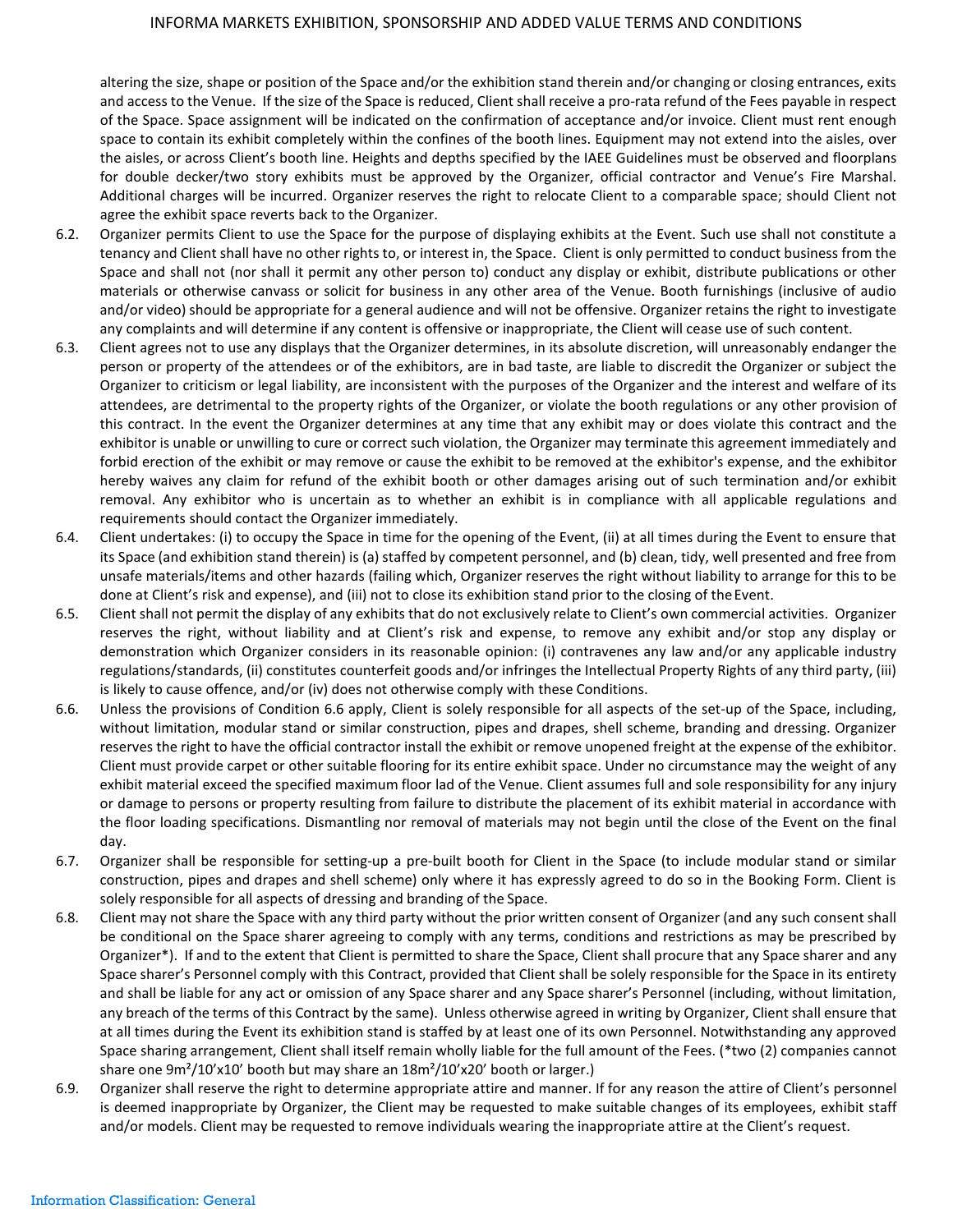altering the size, shape or position of the Space and/or the exhibition stand therein and/or changing or closing entrances, exits and access to the Venue. If the size of the Space is reduced, Client shall receive a pro-rata refund of the Fees payable in respect of the Space. Space assignment will be indicated on the confirmation of acceptance and/or invoice. Client must rent enough space to contain its exhibit completely within the confines of the booth lines. Equipment may not extend into the aisles, over the aisles, or across Client's booth line. Heights and depths specified by the IAEE Guidelines must be observed and floorplans for double decker/two story exhibits must be approved by the Organizer, official contractor and Venue's Fire Marshal. Additional charges will be incurred. Organizer reserves the right to relocate Client to a comparable space; should Client not agree the exhibit space reverts back to the Organizer.

6.2. Organizer permits Client to use the Space for the purpose of displaying exhibits at the Event. Such use shall not constitute a tenancy and Client shall have no other rights to, or interest in, the Space. Client is only permitted to conduct business from the Space and shall not (nor shall it permit any other person to) conduct any display or exhibit, distribute publications or other materials or otherwise canvass or solicit for business in any other area of the Venue. Booth furnishings (inclusive of audio and/or video) should be appropriate for a general audience and will not be offensive. Organizer retains the right to investigate any complaints and will determine if any content is offensive or inappropriate, the Client will cease use of such content.

6.3. Client agrees not to use any displays that the Organizer determines, in its absolute discretion, will unreasonably endanger the person or property of the attendees or of the exhibitors, are in bad taste, are liable to discredit the Organizer or subject the Organizer to criticism or legal liability, are inconsistent with the purposes of the Organizer and the interest and welfare of its attendees, are detrimental to the property rights of the Organizer, or violate the booth regulations or any other provision of this contract. In the event the Organizer determines at any time that any exhibit may or does violate this contract and the exhibitor is unable or unwilling to cure or correct such violation, the Organizer may terminate this agreement immediately and forbid erection of the exhibit or may remove or cause the exhibit to be removed at the exhibitor's expense, and the exhibitor hereby waives any claim for refund of the exhibit booth or other damages arising out of such termination and/or exhibit removal. Any exhibitor who is uncertain as to whether an exhibit is in compliance with all applicable regulations and requirements should contact the Organizer immediately.

6.4. Client undertakes: (i) to occupy the Space in time for the opening of the Event, (ii) at all times during the Event to ensure that its Space (and exhibition stand therein) is (a) staffed by competent personnel, and (b) clean, tidy, well presented and free from unsafe materials/items and other hazards (failing which, Organizer reserves the right without liability to arrange for this to be done at Client's risk and expense), and (iii) not to close its exhibition stand prior to the closing of the Event.

6.5. Client shall not permit the display of any exhibits that do not exclusively relate to Client's own commercial activities. Organizer reserves the right, without liability and at Client's risk and expense, to remove any exhibit and/or stop any display or demonstration which Organizer considers in its reasonable opinion: (i) contravenes any law and/or any applicable industry regulations/standards, (ii) constitutes counterfeit goods and/or infringes the Intellectual Property Rights of any third party, (iii) is likely to cause offence, and/or (iv) does not otherwise comply with these Conditions.

6.6. Unless the provisions of Condition 6.6 apply, Client is solely responsible for all aspects of the set-up of the Space, including, without limitation, modular stand or similar construction, pipes and drapes, shell scheme, branding and dressing. Organizer reserves the right to have the official contractor install the exhibit or remove unopened freight at the expense of the exhibitor. Client must provide carpet or other suitable flooring for its entire exhibit space. Under no circumstance may the weight of any exhibit material exceed the specified maximum floor lad of the Venue. Client assumes full and sole responsibility for any injury or damage to persons or property resulting from failure to distribute the placement of its exhibit material in accordance with the floor loading specifications. Dismantling nor removal of materials may not begin until the close of the Event on the final day.

6.7. Organizer shall be responsible for setting-up a pre-built booth for Client in the Space (to include modular stand or similar construction, pipes and drapes and shell scheme) only where it has expressly agreed to do so in the Booking Form. Client is solely responsible for all aspects of dressing and branding of the Space.

6.8. Client may not share the Space with any third party without the prior written consent of Organizer (and any such consent shall be conditional on the Space sharer agreeing to comply with any terms, conditions and restrictions as may be prescribed by Organizer*). If and to the extent that Client is permitted to share the Space, Client shall procure that any Space sharer and any Space sharer's Personnel comply with this Contract, provided that Client shall be solely responsible for the Space in its entirety and shall be liable for any act or omission of any Space sharer and any Space sharer's Personnel (including, without limitation, any breach of the terms of this Contract by the same). Unless otherwise agreed in writing by Organizer, Client shall ensure that at all times during the Event its exhibition stand is staffed by at least one of its own Personnel. Notwithstanding any approved Space sharing arrangement, Client shall itself remain wholly liable for the full amount of the Fees. (*two (2) companies cannot share one 9m²/10'x10' booth but may share an 18m²/10'x20' booth or larger.)

6.9. Organizer shall reserve the right to determine appropriate attire and manner. If for any reason the attire of Client's personnel is deemed inappropriate by Organizer, the Client may be requested to make suitable changes of its employees, exhibit staff and/or models. Client may be requested to remove individuals wearing the inappropriate attire at the Client's request.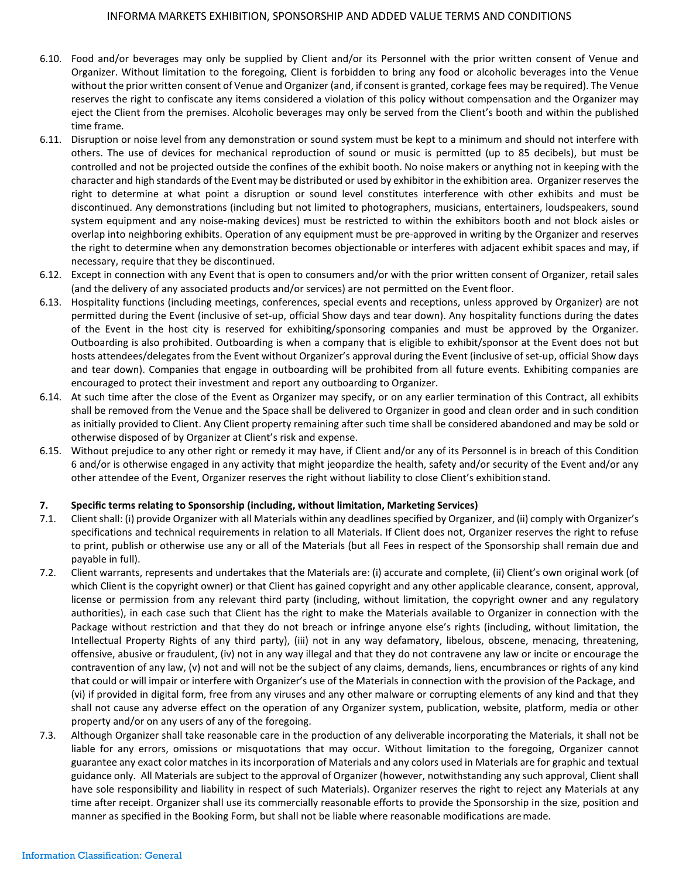6.10. Food and/or beverages may only be supplied by Client and/or its Personnel with the prior written consent of Venue and Organizer. Without limitation to the foregoing, Client is forbidden to bring any food or alcoholic beverages into the Venue without the prior written consent of Venue and Organizer (and, if consent is granted, corkage fees may be required). The Venue reserves the right to confiscate any items considered a violation of this policy without compensation and the Organizer may eject the Client from the premises. Alcoholic beverages may only be served from the Client's booth and within the published time frame.

6.11. Disruption or noise level from any demonstration or sound system must be kept to a minimum and should not interfere with others. The use of devices for mechanical reproduction of sound or music is permitted (up to 85 decibels), but must be controlled and not be projected outside the confines of the exhibit booth. No noise makers or anything not in keeping with the character and high standards of the Event may be distributed or used by exhibitor in the exhibition area. Organizer reserves the right to determine at what point a disruption or sound level constitutes interference with other exhibits and must be discontinued. Any demonstrations (including but not limited to photographers, musicians, entertainers, loudspeakers, sound system equipment and any noise-making devices) must be restricted to within the exhibitors booth and not block aisles or overlap into neighboring exhibits. Operation of any equipment must be pre-approved in writing by the Organizer and reserves the right to determine when any demonstration becomes objectionable or interferes with adjacent exhibit spaces and may, if necessary, require that they be discontinued.

6.12. Except in connection with any Event that is open to consumers and/or with the prior written consent of Organizer, retail sales (and the delivery of any associated products and/or services) are not permitted on the Event floor.

6.13. Hospitality functions (including meetings, conferences, special events and receptions, unless approved by Organizer) are not permitted during the Event (inclusive of set-up, official Show days and tear down). Any hospitality functions during the dates of the Event in the host city is reserved for exhibiting/sponsoring companies and must be approved by the Organizer. Outboarding is also prohibited. Outboarding is when a company that is eligible to exhibit/sponsor at the Event does not but hosts attendees/delegates from the Event without Organizer's approval during the Event (inclusive of set-up, official Show days and tear down). Companies that engage in outboarding will be prohibited from all future events. Exhibiting companies are encouraged to protect their investment and report any outboarding to Organizer.

6.14. At such time after the close of the Event as Organizer may specify, or on any earlier termination of this Contract, all exhibits shall be removed from the Venue and the Space shall be delivered to Organizer in good and clean order and in such condition as initially provided to Client. Any Client property remaining after such time shall be considered abandoned and may be sold or otherwise disposed of by Organizer at Client's risk and expense.

6.15. Without prejudice to any other right or remedy it may have, if Client and/or any of its Personnel is in breach of this Condition 6 and/or is otherwise engaged in any activity that might jeopardize the health, safety and/or security of the Event and/or any other attendee of the Event, Organizer reserves the right without liability to close Client's exhibition stand.

## 7. Specific terms relating to Sponsorship (including, without limitation, Marketing Services)

7.1. Client shall: (i) provide Organizer with all Materials within any deadlines specified by Organizer, and (ii) comply with Organizer's specifications and technical requirements in relation to all Materials. If Client does not, Organizer reserves the right to refuse to print, publish or otherwise use any or all of the Materials (but all Fees in respect of the Sponsorship shall remain due and payable in full).

7.2. Client warrants, represents and undertakes that the Materials are: (i) accurate and complete, (ii) Client's own original work (of which Client is the copyright owner) or that Client has gained copyright and any other applicable clearance, consent, approval, license or permission from any relevant third party (including, without limitation, the copyright owner and any regulatory authorities), in each case such that Client has the right to make the Materials available to Organizer in connection with the Package without restriction and that they do not breach or infringe anyone else's rights (including, without limitation, the Intellectual Property Rights of any third party), (iii) not in any way defamatory, libelous, obscene, menacing, threatening, offensive, abusive or fraudulent, (iv) not in any way illegal and that they do not contravene any law or incite or encourage the contravention of any law, (v) not and will not be the subject of any claims, demands, liens, encumbrances or rights of any kind that could or will impair or interfere with Organizer's use of the Materials in connection with the provision of the Package, and (vi) if provided in digital form, free from any viruses and any other malware or corrupting elements of any kind and that they shall not cause any adverse effect on the operation of any Organizer system, publication, website, platform, media or other property and/or on any users of any of the foregoing.

7.3. Although Organizer shall take reasonable care in the production of any deliverable incorporating the Materials, it shall not be liable for any errors, omissions or misquotations that may occur. Without limitation to the foregoing, Organizer cannot guarantee any exact color matches in its incorporation of Materials and any colors used in Materials are for graphic and textual guidance only. All Materials are subject to the approval of Organizer (however, notwithstanding any such approval, Client shall have sole responsibility and liability in respect of such Materials). Organizer reserves the right to reject any Materials at any time after receipt. Organizer shall use its commercially reasonable efforts to provide the Sponsorship in the size, position and manner as specified in the Booking Form, but shall not be liable where reasonable modifications are made.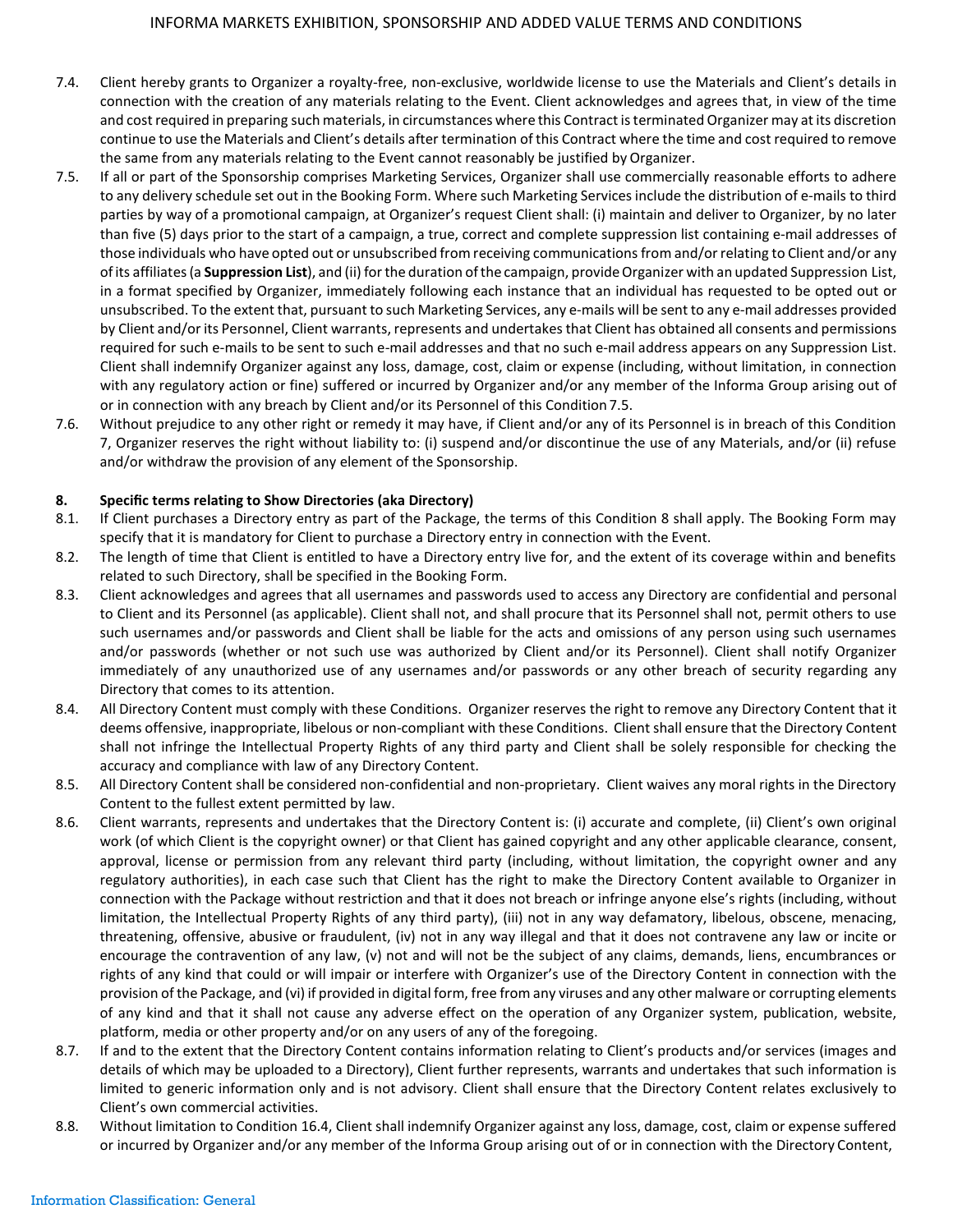7.4. Client hereby grants to Organizer a royalty-free, non-exclusive, worldwide license to use the Materials and Client's details in connection with the creation of any materials relating to the Event. Client acknowledges and agrees that, in view of the time and cost required in preparing such materials, in circumstances where this Contract is terminated Organizer may at its discretion continue to use the Materials and Client's details after termination of this Contract where the time and cost required to remove the same from any materials relating to the Event cannot reasonably be justified by Organizer.

7.5. If all or part of the Sponsorship comprises Marketing Services, Organizer shall use commercially reasonable efforts to adhere to any delivery schedule set out in the Booking Form. Where such Marketing Services include the distribution of e-mails to third parties by way of a promotional campaign, at Organizer's request Client shall: (i) maintain and deliver to Organizer, by no later than five (5) days prior to the start of a campaign, a true, correct and complete suppression list containing e-mail addresses of those individuals who have opted out or unsubscribed from receiving communications from and/or relating to Client and/or any of its affiliates (a **Suppression List**), and (ii) for the duration of the campaign, provide Organizer with an updated Suppression List, in a format specified by Organizer, immediately following each instance that an individual has requested to be opted out or unsubscribed. To the extent that, pursuant to such Marketing Services, any e-mails will be sent to any e-mail addresses provided by Client and/or its Personnel, Client warrants, represents and undertakes that Client has obtained all consents and permissions required for such e-mails to be sent to such e-mail addresses and that no such e-mail address appears on any Suppression List. Client shall indemnify Organizer against any loss, damage, cost, claim or expense (including, without limitation, in connection with any regulatory action or fine) suffered or incurred by Organizer and/or any member of the Informa Group arising out of or in connection with any breach by Client and/or its Personnel of this Condition 7.5.

7.6. Without prejudice to any other right or remedy it may have, if Client and/or any of its Personnel is in breach of this Condition 7, Organizer reserves the right without liability to: (i) suspend and/or discontinue the use of any Materials, and/or (ii) refuse and/or withdraw the provision of any element of the Sponsorship.

**8. Specific terms relating to Show Directories (aka Directory)**

8.1. If Client purchases a Directory entry as part of the Package, the terms of this Condition 8 shall apply. The Booking Form may specify that it is mandatory for Client to purchase a Directory entry in connection with the Event.

8.2. The length of time that Client is entitled to have a Directory entry live for, and the extent of its coverage within and benefits related to such Directory, shall be specified in the Booking Form.

8.3. Client acknowledges and agrees that all usernames and passwords used to access any Directory are confidential and personal to Client and its Personnel (as applicable). Client shall not, and shall procure that its Personnel shall not, permit others to use such usernames and/or passwords and Client shall be liable for the acts and omissions of any person using such usernames and/or passwords (whether or not such use was authorized by Client and/or its Personnel). Client shall notify Organizer immediately of any unauthorized use of any usernames and/or passwords or any other breach of security regarding any Directory that comes to its attention.

8.4. All Directory Content must comply with these Conditions. Organizer reserves the right to remove any Directory Content that it deems offensive, inappropriate, libelous or non-compliant with these Conditions. Client shall ensure that the Directory Content shall not infringe the Intellectual Property Rights of any third party and Client shall be solely responsible for checking the accuracy and compliance with law of any Directory Content.

8.5. All Directory Content shall be considered non-confidential and non-proprietary. Client waives any moral rights in the Directory Content to the fullest extent permitted by law.

8.6. Client warrants, represents and undertakes that the Directory Content is: (i) accurate and complete, (ii) Client's own original work (of which Client is the copyright owner) or that Client has gained copyright and any other applicable clearance, consent, approval, license or permission from any relevant third party (including, without limitation, the copyright owner and any regulatory authorities), in each case such that Client has the right to make the Directory Content available to Organizer in connection with the Package without restriction and that it does not breach or infringe anyone else's rights (including, without limitation, the Intellectual Property Rights of any third party), (iii) not in any way defamatory, libelous, obscene, menacing, threatening, offensive, abusive or fraudulent, (iv) not in any way illegal and that it does not contravene any law or incite or encourage the contravention of any law, (v) not and will not be the subject of any claims, demands, liens, encumbrances or rights of any kind that could or will impair or interfere with Organizer's use of the Directory Content in connection with the provision of the Package, and (vi) if provided in digital form, free from any viruses and any other malware or corrupting elements of any kind and that it shall not cause any adverse effect on the operation of any Organizer system, publication, website, platform, media or other property and/or on any users of any of the foregoing.

8.7. If and to the extent that the Directory Content contains information relating to Client's products and/or services (images and details of which may be uploaded to a Directory), Client further represents, warrants and undertakes that such information is limited to generic information only and is not advisory. Client shall ensure that the Directory Content relates exclusively to Client's own commercial activities.

8.8. Without limitation to Condition 16.4, Client shall indemnify Organizer against any loss, damage, cost, claim or expense suffered or incurred by Organizer and/or any member of the Informa Group arising out of or in connection with the Directory Content,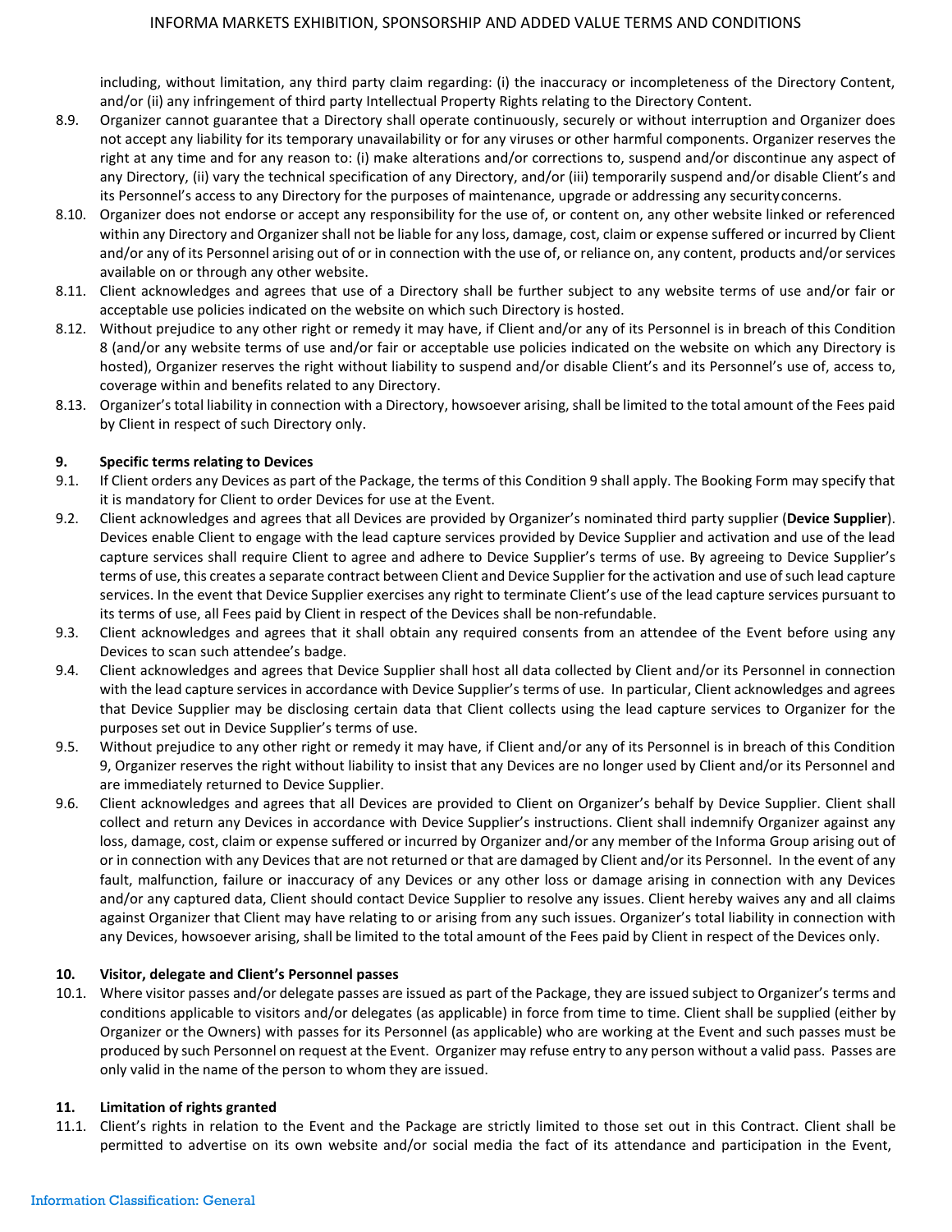including, without limitation, any third party claim regarding: (i) the inaccuracy or incompleteness of the Directory Content, and/or (ii) any infringement of third party Intellectual Property Rights relating to the Directory Content.

8.9. Organizer cannot guarantee that a Directory shall operate continuously, securely or without interruption and Organizer does not accept any liability for its temporary unavailability or for any viruses or other harmful components. Organizer reserves the right at any time and for any reason to: (i) make alterations and/or corrections to, suspend and/or discontinue any aspect of any Directory, (ii) vary the technical specification of any Directory, and/or (iii) temporarily suspend and/or disable Client's and its Personnel's access to any Directory for the purposes of maintenance, upgrade or addressing any security concerns.

8.10. Organizer does not endorse or accept any responsibility for the use of, or content on, any other website linked or referenced within any Directory and Organizer shall not be liable for any loss, damage, cost, claim or expense suffered or incurred by Client and/or any of its Personnel arising out of or in connection with the use of, or reliance on, any content, products and/or services available on or through any other website.

8.11. Client acknowledges and agrees that use of a Directory shall be further subject to any website terms of use and/or fair or acceptable use policies indicated on the website on which such Directory is hosted.

8.12. Without prejudice to any other right or remedy it may have, if Client and/or any of its Personnel is in breach of this Condition 8 (and/or any website terms of use and/or fair or acceptable use policies indicated on the website on which any Directory is hosted), Organizer reserves the right without liability to suspend and/or disable Client's and its Personnel's use of, access to, coverage within and benefits related to any Directory.

8.13. Organizer's total liability in connection with a Directory, howsoever arising, shall be limited to the total amount of the Fees paid by Client in respect of such Directory only.

## 9. Specific terms relating to Devices

9.1. If Client orders any Devices as part of the Package, the terms of this Condition 9 shall apply. The Booking Form may specify that it is mandatory for Client to order Devices for use at the Event.

9.2. Client acknowledges and agrees that all Devices are provided by Organizer's nominated third party supplier (**Device Supplier**). Devices enable Client to engage with the lead capture services provided by Device Supplier and activation and use of the lead capture services shall require Client to agree and adhere to Device Supplier's terms of use. By agreeing to Device Supplier's terms of use, this creates a separate contract between Client and Device Supplier for the activation and use of such lead capture services. In the event that Device Supplier exercises any right to terminate Client's use of the lead capture services pursuant to its terms of use, all Fees paid by Client in respect of the Devices shall be non-refundable.

9.3. Client acknowledges and agrees that it shall obtain any required consents from an attendee of the Event before using any Devices to scan such attendee's badge.

9.4. Client acknowledges and agrees that Device Supplier shall host all data collected by Client and/or its Personnel in connection with the lead capture services in accordance with Device Supplier's terms of use. In particular, Client acknowledges and agrees that Device Supplier may be disclosing certain data that Client collects using the lead capture services to Organizer for the purposes set out in Device Supplier's terms of use.

9.5. Without prejudice to any other right or remedy it may have, if Client and/or any of its Personnel is in breach of this Condition 9, Organizer reserves the right without liability to insist that any Devices are no longer used by Client and/or its Personnel and are immediately returned to Device Supplier.

9.6. Client acknowledges and agrees that all Devices are provided to Client on Organizer's behalf by Device Supplier. Client shall collect and return any Devices in accordance with Device Supplier's instructions. Client shall indemnify Organizer against any loss, damage, cost, claim or expense suffered or incurred by Organizer and/or any member of the Informa Group arising out of or in connection with any Devices that are not returned or that are damaged by Client and/or its Personnel. In the event of any fault, malfunction, failure or inaccuracy of any Devices or any other loss or damage arising in connection with any Devices and/or any captured data, Client should contact Device Supplier to resolve any issues. Client hereby waives any and all claims against Organizer that Client may have relating to or arising from any such issues. Organizer's total liability in connection with any Devices, howsoever arising, shall be limited to the total amount of the Fees paid by Client in respect of the Devices only.

## 10. Visitor, delegate and Client's Personnel passes

10.1. Where visitor passes and/or delegate passes are issued as part of the Package, they are issued subject to Organizer's terms and conditions applicable to visitors and/or delegates (as applicable) in force from time to time. Client shall be supplied (either by Organizer or the Owners) with passes for its Personnel (as applicable) who are working at the Event and such passes must be produced by such Personnel on request at the Event. Organizer may refuse entry to any person without a valid pass. Passes are only valid in the name of the person to whom they are issued.

## 11. Limitation of rights granted

11.1. Client's rights in relation to the Event and the Package are strictly limited to those set out in this Contract. Client shall be permitted to advertise on its own website and/or social media the fact of its attendance and participation in the Event,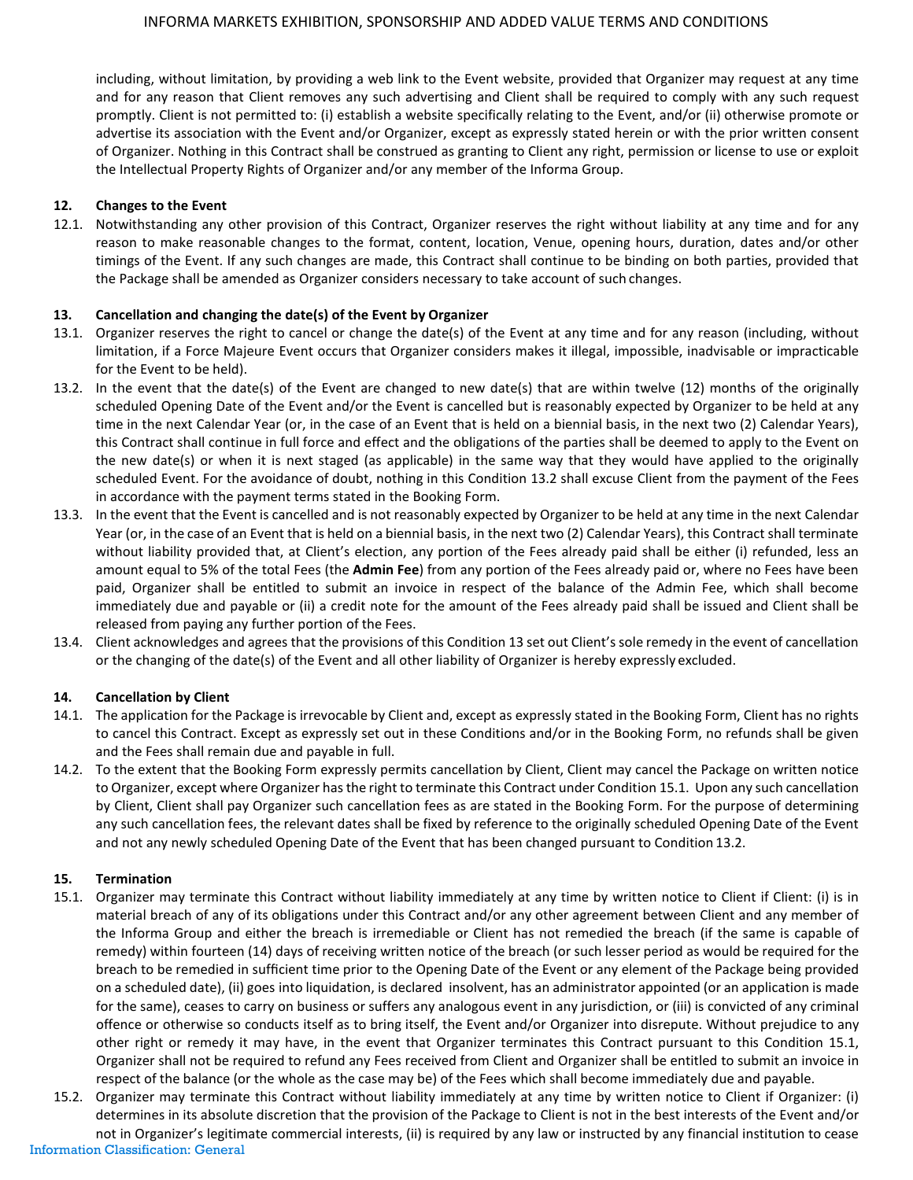including, without limitation, by providing a web link to the Event website, provided that Organizer may request at any time and for any reason that Client removes any such advertising and Client shall be required to comply with any such request promptly. Client is not permitted to: (i) establish a website specifically relating to the Event, and/or (ii) otherwise promote or advertise its association with the Event and/or Organizer, except as expressly stated herein or with the prior written consent of Organizer. Nothing in this Contract shall be construed as granting to Client any right, permission or license to use or exploit the Intellectual Property Rights of Organizer and/or any member of the Informa Group.

**12. Changes to the Event**

12.1. Notwithstanding any other provision of this Contract, Organizer reserves the right without liability at any time and for any reason to make reasonable changes to the format, content, location, Venue, opening hours, duration, dates and/or other timings of the Event. If any such changes are made, this Contract shall continue to be binding on both parties, provided that the Package shall be amended as Organizer considers necessary to take account of such changes.

**13. Cancellation and changing the date(s) of the Event by Organizer**

13.1. Organizer reserves the right to cancel or change the date(s) of the Event at any time and for any reason (including, without limitation, if a Force Majeure Event occurs that Organizer considers makes it illegal, impossible, inadvisable or impracticable for the Event to be held).

13.2. In the event that the date(s) of the Event are changed to new date(s) that are within twelve (12) months of the originally scheduled Opening Date of the Event and/or the Event is cancelled but is reasonably expected by Organizer to be held at any time in the next Calendar Year (or, in the case of an Event that is held on a biennial basis, in the next two (2) Calendar Years), this Contract shall continue in full force and effect and the obligations of the parties shall be deemed to apply to the Event on the new date(s) or when it is next staged (as applicable) in the same way that they would have applied to the originally scheduled Event. For the avoidance of doubt, nothing in this Condition 13.2 shall excuse Client from the payment of the Fees in accordance with the payment terms stated in the Booking Form.

13.3. In the event that the Event is cancelled and is not reasonably expected by Organizer to be held at any time in the next Calendar Year (or, in the case of an Event that is held on a biennial basis, in the next two (2) Calendar Years), this Contract shall terminate without liability provided that, at Client's election, any portion of the Fees already paid shall be either (i) refunded, less an amount equal to 5% of the total Fees (the **Admin Fee**) from any portion of the Fees already paid or, where no Fees have been paid, Organizer shall be entitled to submit an invoice in respect of the balance of the Admin Fee, which shall become immediately due and payable or (ii) a credit note for the amount of the Fees already paid shall be issued and Client shall be released from paying any further portion of the Fees.

13.4. Client acknowledges and agrees that the provisions of this Condition 13 set out Client's sole remedy in the event of cancellation or the changing of the date(s) of the Event and all other liability of Organizer is hereby expressly excluded.

**14. Cancellation by Client**

14.1. The application for the Package is irrevocable by Client and, except as expressly stated in the Booking Form, Client has no rights to cancel this Contract. Except as expressly set out in these Conditions and/or in the Booking Form, no refunds shall be given and the Fees shall remain due and payable in full.

14.2. To the extent that the Booking Form expressly permits cancellation by Client, Client may cancel the Package on written notice to Organizer, except where Organizer has the right to terminate this Contract under Condition 15.1. Upon any such cancellation by Client, Client shall pay Organizer such cancellation fees as are stated in the Booking Form. For the purpose of determining any such cancellation fees, the relevant dates shall be fixed by reference to the originally scheduled Opening Date of the Event and not any newly scheduled Opening Date of the Event that has been changed pursuant to Condition 13.2.

**15. Termination**

15.1. Organizer may terminate this Contract without liability immediately at any time by written notice to Client if Client: (i) is in material breach of any of its obligations under this Contract and/or any other agreement between Client and any member of the Informa Group and either the breach is irremediable or Client has not remedied the breach (if the same is capable of remedy) within fourteen (14) days of receiving written notice of the breach (or such lesser period as would be required for the breach to be remedied in sufficient time prior to the Opening Date of the Event or any element of the Package being provided on a scheduled date), (ii) goes into liquidation, is declared insolvent, has an administrator appointed (or an application is made for the same), ceases to carry on business or suffers any analogous event in any jurisdiction, or (iii) is convicted of any criminal offence or otherwise so conducts itself as to bring itself, the Event and/or Organizer into disrepute. Without prejudice to any other right or remedy it may have, in the event that Organizer terminates this Contract pursuant to this Condition 15.1, Organizer shall not be required to refund any Fees received from Client and Organizer shall be entitled to submit an invoice in respect of the balance (or the whole as the case may be) of the Fees which shall become immediately due and payable.

15.2. Organizer may terminate this Contract without liability immediately at any time by written notice to Client if Organizer: (i) determines in its absolute discretion that the provision of the Package to Client is not in the best interests of the Event and/or not in Organizer's legitimate commercial interests, (ii) is required by any law or instructed by any financial institution to cease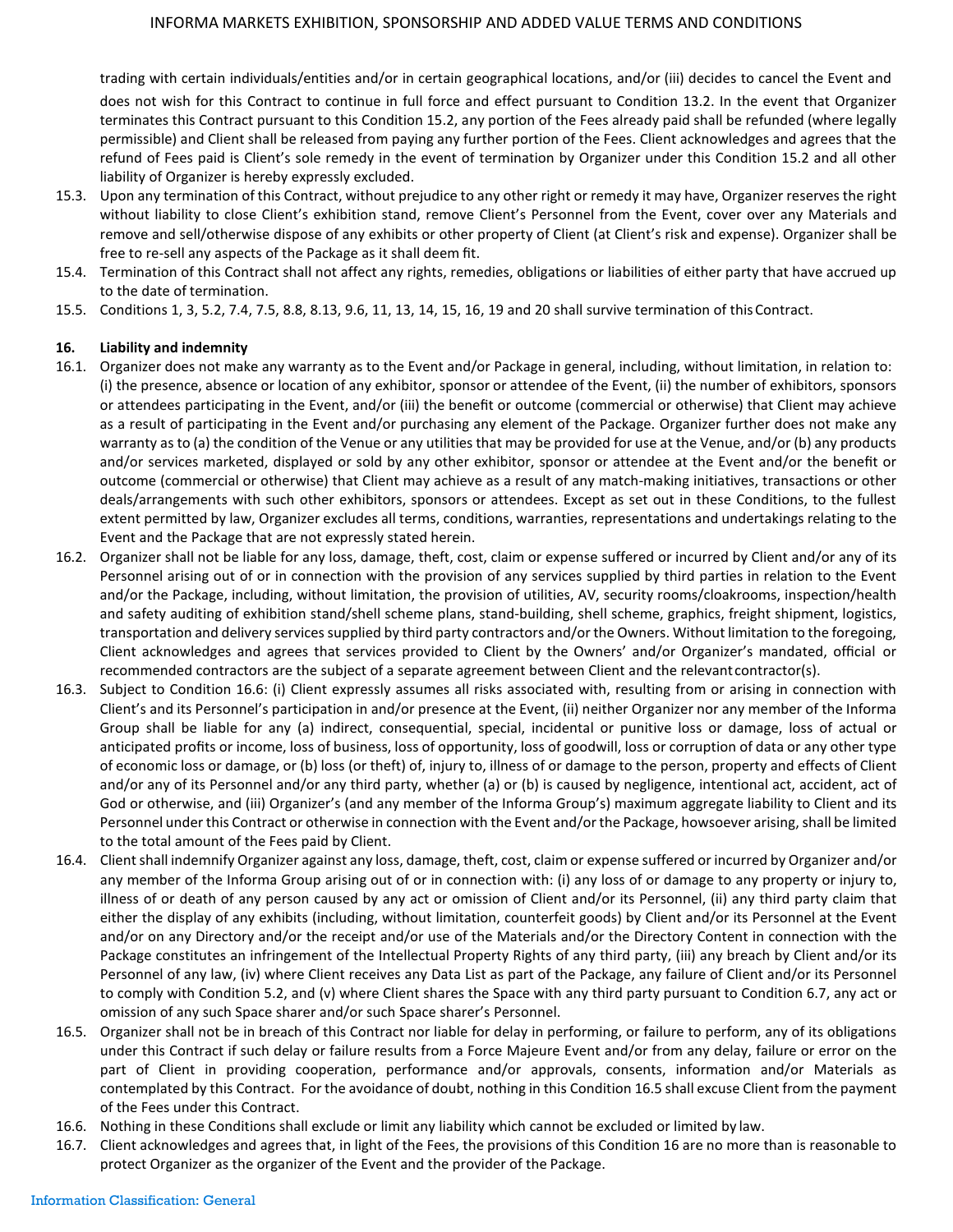trading with certain individuals/entities and/or in certain geographical locations, and/or (iii) decides to cancel the Event and does not wish for this Contract to continue in full force and effect pursuant to Condition 13.2. In the event that Organizer terminates this Contract pursuant to this Condition 15.2, any portion of the Fees already paid shall be refunded (where legally permissible) and Client shall be released from paying any further portion of the Fees. Client acknowledges and agrees that the refund of Fees paid is Client's sole remedy in the event of termination by Organizer under this Condition 15.2 and all other liability of Organizer is hereby expressly excluded.

15.3. Upon any termination of this Contract, without prejudice to any other right or remedy it may have, Organizer reserves the right without liability to close Client's exhibition stand, remove Client's Personnel from the Event, cover over any Materials and remove and sell/otherwise dispose of any exhibits or other property of Client (at Client's risk and expense). Organizer shall be free to re-sell any aspects of the Package as it shall deem fit.

15.4. Termination of this Contract shall not affect any rights, remedies, obligations or liabilities of either party that have accrued up to the date of termination.

15.5. Conditions 1, 3, 5.2, 7.4, 7.5, 8.8, 8.13, 9.6, 11, 13, 14, 15, 16, 19 and 20 shall survive termination of this Contract.

**16. Liability and indemnity**

16.1. Organizer does not make any warranty as to the Event and/or Package in general, including, without limitation, in relation to: (i) the presence, absence or location of any exhibitor, sponsor or attendee of the Event, (ii) the number of exhibitors, sponsors or attendees participating in the Event, and/or (iii) the benefit or outcome (commercial or otherwise) that Client may achieve as a result of participating in the Event and/or purchasing any element of the Package. Organizer further does not make any warranty as to (a) the condition of the Venue or any utilities that may be provided for use at the Venue, and/or (b) any products and/or services marketed, displayed or sold by any other exhibitor, sponsor or attendee at the Event and/or the benefit or outcome (commercial or otherwise) that Client may achieve as a result of any match-making initiatives, transactions or other deals/arrangements with such other exhibitors, sponsors or attendees. Except as set out in these Conditions, to the fullest extent permitted by law, Organizer excludes all terms, conditions, warranties, representations and undertakings relating to the Event and the Package that are not expressly stated herein.

16.2. Organizer shall not be liable for any loss, damage, theft, cost, claim or expense suffered or incurred by Client and/or any of its Personnel arising out of or in connection with the provision of any services supplied by third parties in relation to the Event and/or the Package, including, without limitation, the provision of utilities, AV, security rooms/cloakrooms, inspection/health and safety auditing of exhibition stand/shell scheme plans, stand-building, shell scheme, graphics, freight shipment, logistics, transportation and delivery services supplied by third party contractors and/or the Owners. Without limitation to the foregoing, Client acknowledges and agrees that services provided to Client by the Owners' and/or Organizer's mandated, official or recommended contractors are the subject of a separate agreement between Client and the relevant contractor(s).

16.3. Subject to Condition 16.6: (i) Client expressly assumes all risks associated with, resulting from or arising in connection with Client's and its Personnel's participation in and/or presence at the Event, (ii) neither Organizer nor any member of the Informa Group shall be liable for any (a) indirect, consequential, special, incidental or punitive loss or damage, loss of actual or anticipated profits or income, loss of business, loss of opportunity, loss of goodwill, loss or corruption of data or any other type of economic loss or damage, or (b) loss (or theft) of, injury to, illness of or damage to the person, property and effects of Client and/or any of its Personnel and/or any third party, whether (a) or (b) is caused by negligence, intentional act, accident, act of God or otherwise, and (iii) Organizer's (and any member of the Informa Group's) maximum aggregate liability to Client and its Personnel under this Contract or otherwise in connection with the Event and/or the Package, howsoever arising, shall be limited to the total amount of the Fees paid by Client.

16.4. Client shall indemnify Organizer against any loss, damage, theft, cost, claim or expense suffered or incurred by Organizer and/or any member of the Informa Group arising out of or in connection with: (i) any loss of or damage to any property or injury to, illness of or death of any person caused by any act or omission of Client and/or its Personnel, (ii) any third party claim that either the display of any exhibits (including, without limitation, counterfeit goods) by Client and/or its Personnel at the Event and/or on any Directory and/or the receipt and/or use of the Materials and/or the Directory Content in connection with the Package constitutes an infringement of the Intellectual Property Rights of any third party, (iii) any breach by Client and/or its Personnel of any law, (iv) where Client receives any Data List as part of the Package, any failure of Client and/or its Personnel to comply with Condition 5.2, and (v) where Client shares the Space with any third party pursuant to Condition 6.7, any act or omission of any such Space sharer and/or such Space sharer's Personnel.

16.5. Organizer shall not be in breach of this Contract nor liable for delay in performing, or failure to perform, any of its obligations under this Contract if such delay or failure results from a Force Majeure Event and/or from any delay, failure or error on the part of Client in providing cooperation, performance and/or approvals, consents, information and/or Materials as contemplated by this Contract. For the avoidance of doubt, nothing in this Condition 16.5 shall excuse Client from the payment of the Fees under this Contract.

16.6. Nothing in these Conditions shall exclude or limit any liability which cannot be excluded or limited by law.

16.7. Client acknowledges and agrees that, in light of the Fees, the provisions of this Condition 16 are no more than is reasonable to protect Organizer as the organizer of the Event and the provider of the Package.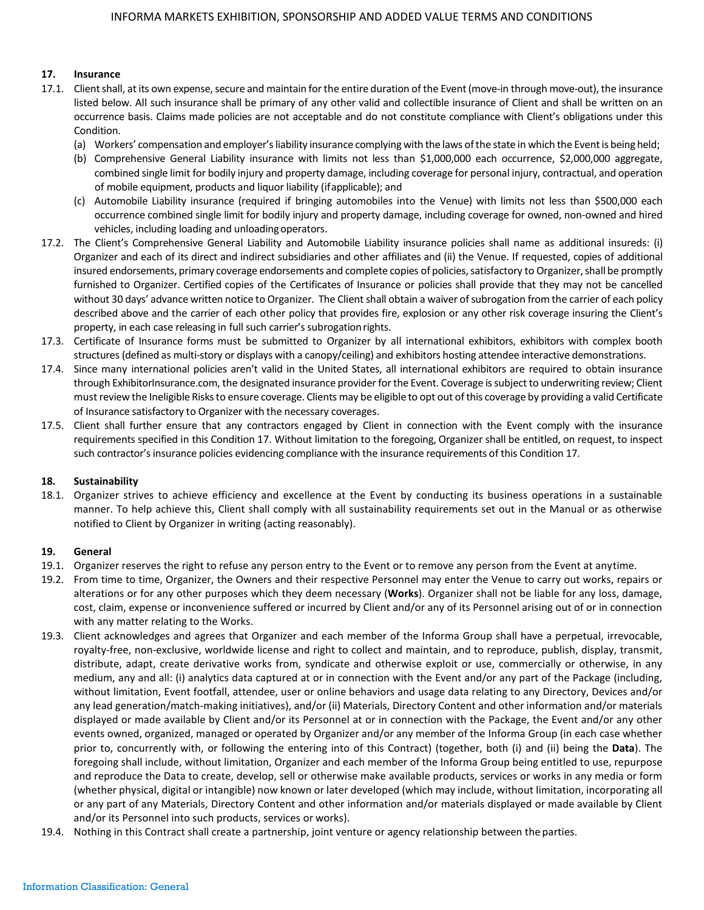## 17. Insurance

17.1. Client shall, at its own expense, secure and maintain for the entire duration of the Event (move-in through move-out), the insurance listed below. All such insurance shall be primary of any other valid and collectible insurance of Client and shall be written on an occurrence basis. Claims made policies are not acceptable and do not constitute compliance with Client's obligations under this Condition.

(a) Workers' compensation and employer's liability insurance complying with the laws of the state in which the Event is being held;

(b) Comprehensive General Liability insurance with limits not less than $1,000,000 each occurrence, $2,000,000 aggregate, combined single limit for bodily injury and property damage, including coverage for personal injury, contractual, and operation of mobile equipment, products and liquor liability (if applicable); and

(c) Automobile Liability insurance (required if bringing automobiles into the Venue) with limits not less than $500,000 each occurrence combined single limit for bodily injury and property damage, including coverage for owned, non-owned and hired vehicles, including loading and unloading operators.

17.2. The Client's Comprehensive General Liability and Automobile Liability insurance policies shall name as additional insureds: (i) Organizer and each of its direct and indirect subsidiaries and other affiliates and (ii) the Venue. If requested, copies of additional insured endorsements, primary coverage endorsements and complete copies of policies, satisfactory to Organizer, shall be promptly furnished to Organizer. Certified copies of the Certificates of Insurance or policies shall provide that they may not be cancelled without 30 days' advance written notice to Organizer. The Client shall obtain a waiver of subrogation from the carrier of each policy described above and the carrier of each other policy that provides fire, explosion or any other risk coverage insuring the Client's property, in each case releasing in full such carrier's subrogation rights.

17.3. Certificate of Insurance forms must be submitted to Organizer by all international exhibitors, exhibitors with complex booth structures (defined as multi-story or displays with a canopy/ceiling) and exhibitors hosting attendee interactive demonstrations.

17.4. Since many international policies aren't valid in the United States, all international exhibitors are required to obtain insurance through ExhibitorInsurance.com, the designated insurance provider for the Event. Coverage is subject to underwriting review; Client must review the Ineligible Risks to ensure coverage. Clients may be eligible to opt out of this coverage by providing a valid Certificate of Insurance satisfactory to Organizer with the necessary coverages.

17.5. Client shall further ensure that any contractors engaged by Client in connection with the Event comply with the insurance requirements specified in this Condition 17. Without limitation to the foregoing, Organizer shall be entitled, on request, to inspect such contractor's insurance policies evidencing compliance with the insurance requirements of this Condition 17.

## 18. Sustainability

18.1. Organizer strives to achieve efficiency and excellence at the Event by conducting its business operations in a sustainable manner. To help achieve this, Client shall comply with all sustainability requirements set out in the Manual or as otherwise notified to Client by Organizer in writing (acting reasonably).

## 19. General

19.1. Organizer reserves the right to refuse any person entry to the Event or to remove any person from the Event at any time.

19.2. From time to time, Organizer, the Owners and their respective Personnel may enter the Venue to carry out works, repairs or alterations or for any other purposes which they deem necessary (**Works**). Organizer shall not be liable for any loss, damage, cost, claim, expense or inconvenience suffered or incurred by Client and/or any of its Personnel arising out of or in connection with any matter relating to the Works.

19.3. Client acknowledges and agrees that Organizer and each member of the Informa Group shall have a perpetual, irrevocable, royalty-free, non-exclusive, worldwide license and right to collect and maintain, and to reproduce, publish, display, transmit, distribute, adapt, create derivative works from, syndicate and otherwise exploit or use, commercially or otherwise, in any medium, any and all: (i) analytics data captured at or in connection with the Event and/or any part of the Package (including, without limitation, Event footfall, attendee, user or online behaviors and usage data relating to any Directory, Devices and/or any lead generation/match-making initiatives), and/or (ii) Materials, Directory Content and other information and/or materials displayed or made available by Client and/or its Personnel at or in connection with the Package, the Event and/or any other events owned, organized, managed or operated by Organizer and/or any member of the Informa Group (in each case whether prior to, concurrently with, or following the entering into of this Contract) (together, both (i) and (ii) being the **Data**). The foregoing shall include, without limitation, Organizer and each member of the Informa Group being entitled to use, repurpose and reproduce the Data to create, develop, sell or otherwise make available products, services or works in any media or form (whether physical, digital or intangible) now known or later developed (which may include, without limitation, incorporating all or any part of any Materials, Directory Content and other information and/or materials displayed or made available by Client and/or its Personnel into such products, services or works).

19.4. Nothing in this Contract shall create a partnership, joint venture or agency relationship between the parties.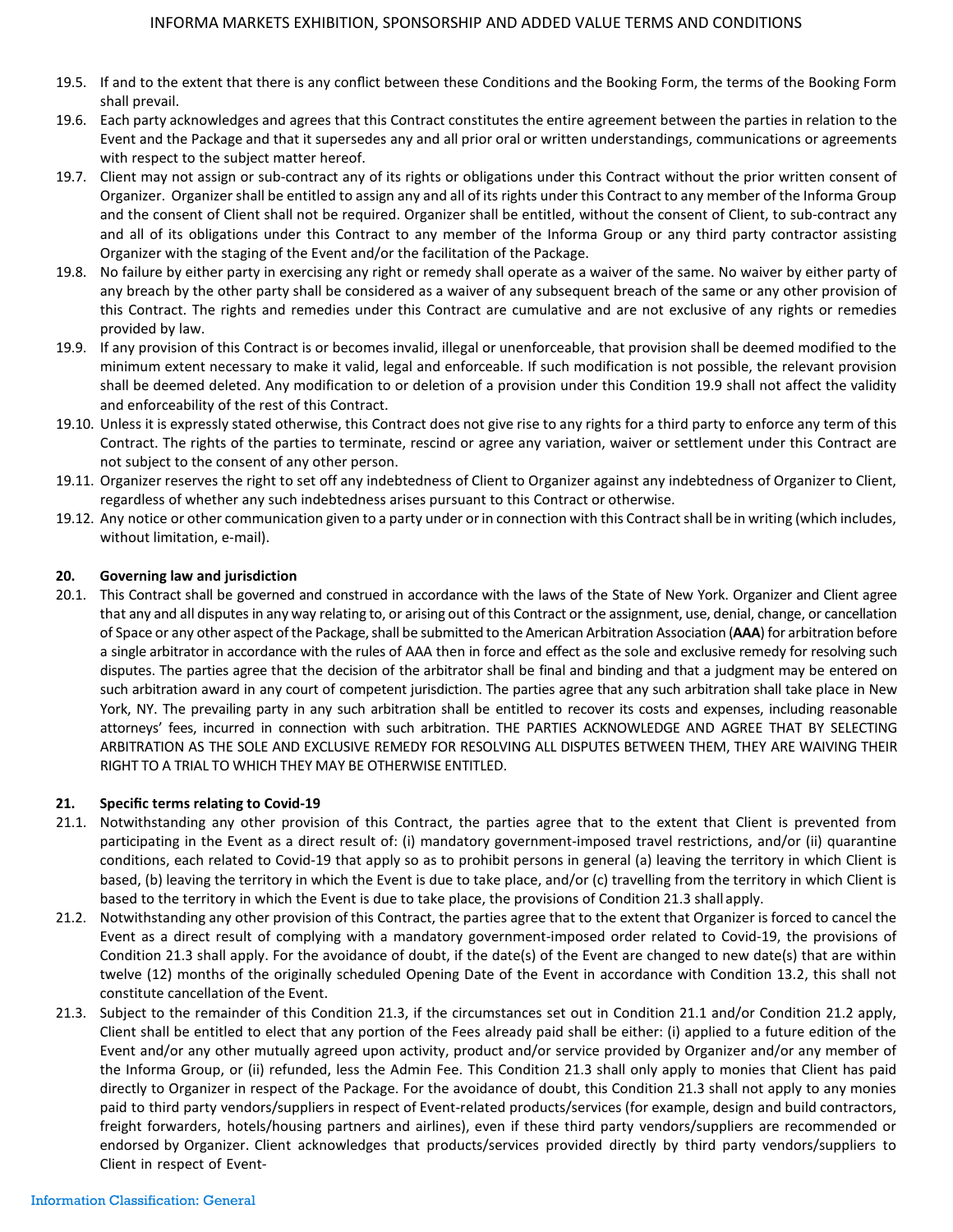19.5. If and to the extent that there is any conflict between these Conditions and the Booking Form, the terms of the Booking Form shall prevail.

19.6. Each party acknowledges and agrees that this Contract constitutes the entire agreement between the parties in relation to the Event and the Package and that it supersedes any and all prior oral or written understandings, communications or agreements with respect to the subject matter hereof.

19.7. Client may not assign or sub-contract any of its rights or obligations under this Contract without the prior written consent of Organizer. Organizer shall be entitled to assign any and all of its rights under this Contract to any member of the Informa Group and the consent of Client shall not be required. Organizer shall be entitled, without the consent of Client, to sub-contract any and all of its obligations under this Contract to any member of the Informa Group or any third party contractor assisting Organizer with the staging of the Event and/or the facilitation of the Package.

19.8. No failure by either party in exercising any right or remedy shall operate as a waiver of the same. No waiver by either party of any breach by the other party shall be considered as a waiver of any subsequent breach of the same or any other provision of this Contract. The rights and remedies under this Contract are cumulative and are not exclusive of any rights or remedies provided by law.

19.9. If any provision of this Contract is or becomes invalid, illegal or unenforceable, that provision shall be deemed modified to the minimum extent necessary to make it valid, legal and enforceable. If such modification is not possible, the relevant provision shall be deemed deleted. Any modification to or deletion of a provision under this Condition 19.9 shall not affect the validity and enforceability of the rest of this Contract.

19.10. Unless it is expressly stated otherwise, this Contract does not give rise to any rights for a third party to enforce any term of this Contract. The rights of the parties to terminate, rescind or agree any variation, waiver or settlement under this Contract are not subject to the consent of any other person.

19.11. Organizer reserves the right to set off any indebtedness of Client to Organizer against any indebtedness of Organizer to Client, regardless of whether any such indebtedness arises pursuant to this Contract or otherwise.

19.12. Any notice or other communication given to a party under or in connection with this Contract shall be in writing (which includes, without limitation, e-mail).

**20. Governing law and jurisdiction**

20.1. This Contract shall be governed and construed in accordance with the laws of the State of New York. Organizer and Client agree that any and all disputes in any way relating to, or arising out of this Contract or the assignment, use, denial, change, or cancellation of Space or any other aspect of the Package, shall be submitted to the American Arbitration Association (**AAA**) for arbitration before a single arbitrator in accordance with the rules of AAA then in force and effect as the sole and exclusive remedy for resolving such disputes. The parties agree that the decision of the arbitrator shall be final and binding and that a judgment may be entered on such arbitration award in any court of competent jurisdiction. The parties agree that any such arbitration shall take place in New York, NY. The prevailing party in any such arbitration shall be entitled to recover its costs and expenses, including reasonable attorneys' fees, incurred in connection with such arbitration. THE PARTIES ACKNOWLEDGE AND AGREE THAT BY SELECTING ARBITRATION AS THE SOLE AND EXCLUSIVE REMEDY FOR RESOLVING ALL DISPUTES BETWEEN THEM, THEY ARE WAIVING THEIR RIGHT TO A TRIAL TO WHICH THEY MAY BE OTHERWISE ENTITLED.

**21. Specific terms relating to Covid-19**

21.1. Notwithstanding any other provision of this Contract, the parties agree that to the extent that Client is prevented from participating in the Event as a direct result of: (i) mandatory government-imposed travel restrictions, and/or (ii) quarantine conditions, each related to Covid-19 that apply so as to prohibit persons in general (a) leaving the territory in which Client is based, (b) leaving the territory in which the Event is due to take place, and/or (c) travelling from the territory in which Client is based to the territory in which the Event is due to take place, the provisions of Condition 21.3 shall apply.

21.2. Notwithstanding any other provision of this Contract, the parties agree that to the extent that Organizer is forced to cancel the Event as a direct result of complying with a mandatory government-imposed order related to Covid-19, the provisions of Condition 21.3 shall apply. For the avoidance of doubt, if the date(s) of the Event are changed to new date(s) that are within twelve (12) months of the originally scheduled Opening Date of the Event in accordance with Condition 13.2, this shall not constitute cancellation of the Event.

21.3. Subject to the remainder of this Condition 21.3, if the circumstances set out in Condition 21.1 and/or Condition 21.2 apply, Client shall be entitled to elect that any portion of the Fees already paid shall be either: (i) applied to a future edition of the Event and/or any other mutually agreed upon activity, product and/or service provided by Organizer and/or any member of the Informa Group, or (ii) refunded, less the Admin Fee. This Condition 21.3 shall only apply to monies that Client has paid directly to Organizer in respect of the Package. For the avoidance of doubt, this Condition 21.3 shall not apply to any monies paid to third party vendors/suppliers in respect of Event-related products/services (for example, design and build contractors, freight forwarders, hotels/housing partners and airlines), even if these third party vendors/suppliers are recommended or endorsed by Organizer. Client acknowledges that products/services provided directly by third party vendors/suppliers to Client in respect of Event-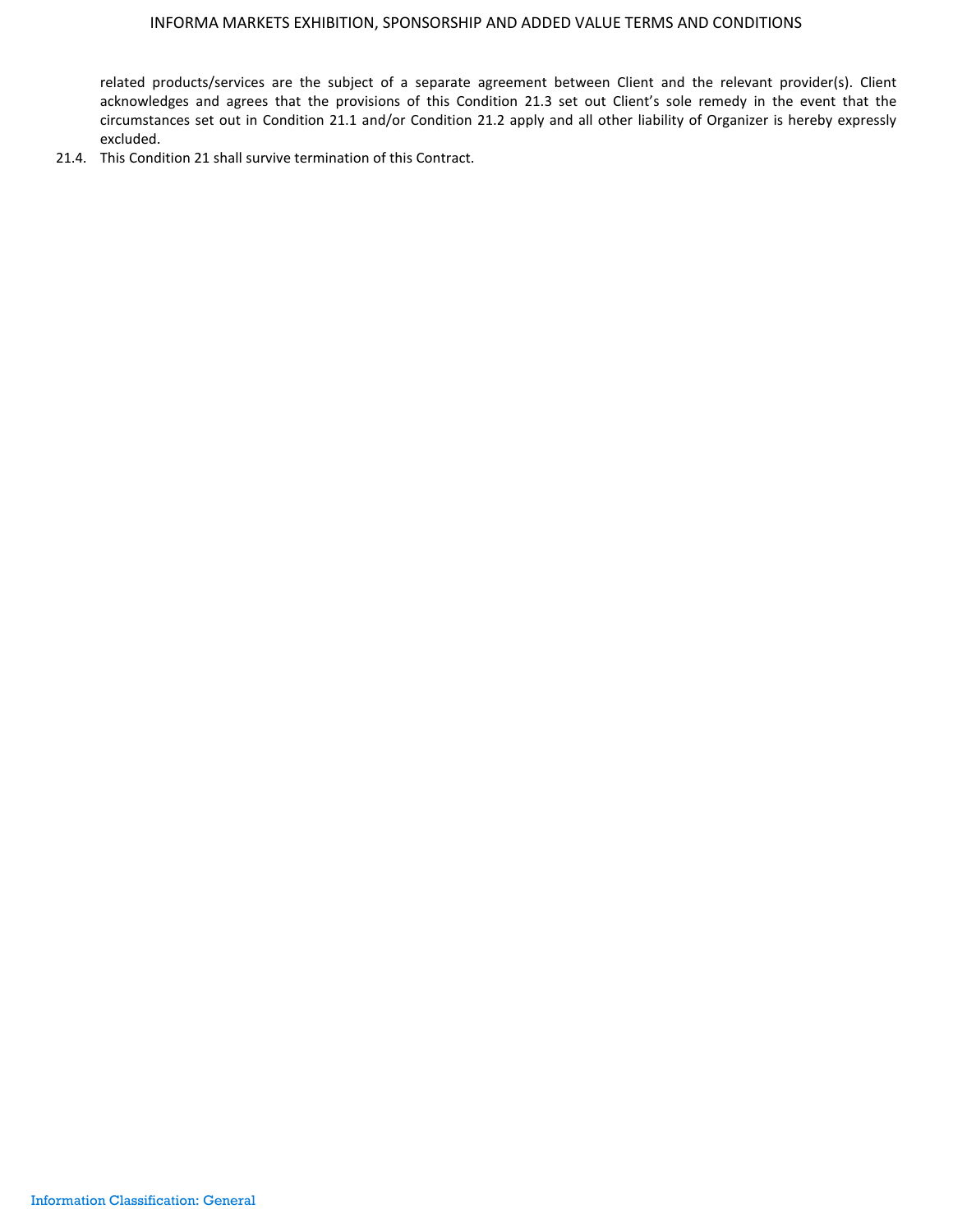related products/services are the subject of a separate agreement between Client and the relevant provider(s). Client acknowledges and agrees that the provisions of this Condition 21.3 set out Client's sole remedy in the event that the circumstances set out in Condition 21.1 and/or Condition 21.2 apply and all other liability of Organizer is hereby expressly excluded.

21.4. This Condition 21 shall survive termination of this Contract.